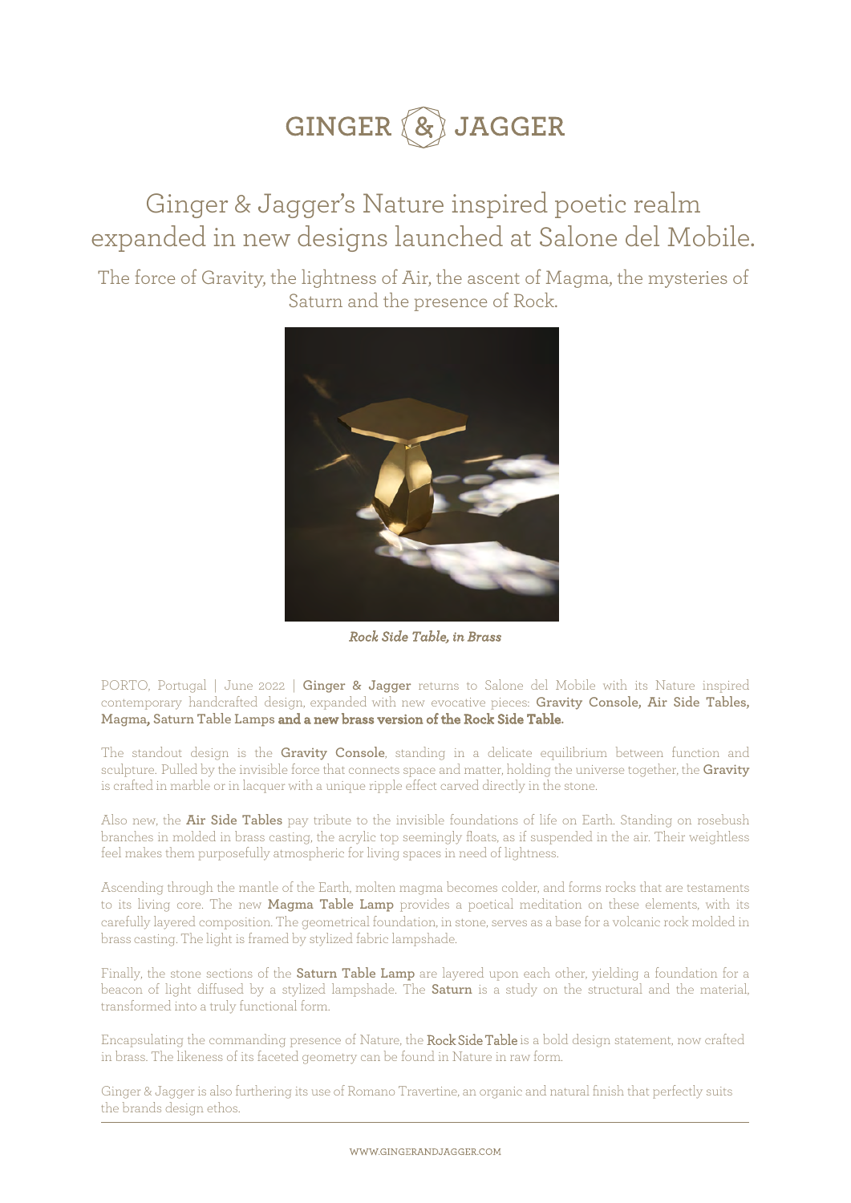# GINGER & JAGGER

## Ginger & Jagger's Nature inspired poetic realm expanded in new designs launched at Salone del Mobile.

The force of Gravity, the lightness of Air, the ascent of Magma, the mysteries of Saturn and the presence of Rock.

*Rock Side Table, in Brass*

PORTO, Portugal | June 2022 | **Ginger & Jagger** returns to Salone del Mobile with its Nature inspired contemporary handcrafted design, expanded with new evocative pieces: **Gravity Console, Air Side Tables, Magma, Saturn Table Lamps and a new brass version of the Rock Side Table.**

The standout design is the **Gravity Console**, standing in a delicate equilibrium between function and sculpture. Pulled by the invisible force that connects space and matter, holding the universe together, the **Gravity** is crafted in marble or in lacquer with a unique ripple effect carved directly in the stone.

Also new, the **Air Side Tables** pay tribute to the invisible foundations of life on Earth. Standing on rosebush branches in molded in brass casting, the acrylic top seemingly floats, as if suspended in the air. Their weightless feel makes them purposefully atmospheric for living spaces in need of lightness.

Ascending through the mantle of the Earth, molten magma becomes colder, and forms rocks that are testaments to its living core. The new **Magma Table Lamp** provides a poetical meditation on these elements, with its carefully layered composition. The geometrical foundation, in stone, serves as a base for a volcanic rock molded in brass casting. The light is framed by stylized fabric lampshade.

Finally, the stone sections of the **Saturn Table Lamp** are layered upon each other, yielding a foundation for a beacon of light diffused by a stylized lampshade. The **Saturn** is a study on the structural and the material, transformed into a truly functional form.

Encapsulating the commanding presence of Nature, the **Rock Side Table** is a bold design statement, now crafted in brass. The likeness of its faceted geometry can be found in Nature in raw form.

Ginger & Jagger is also furthering its use of Romano Travertine, an organic and natural finish that perfectly suits the brands design ethos.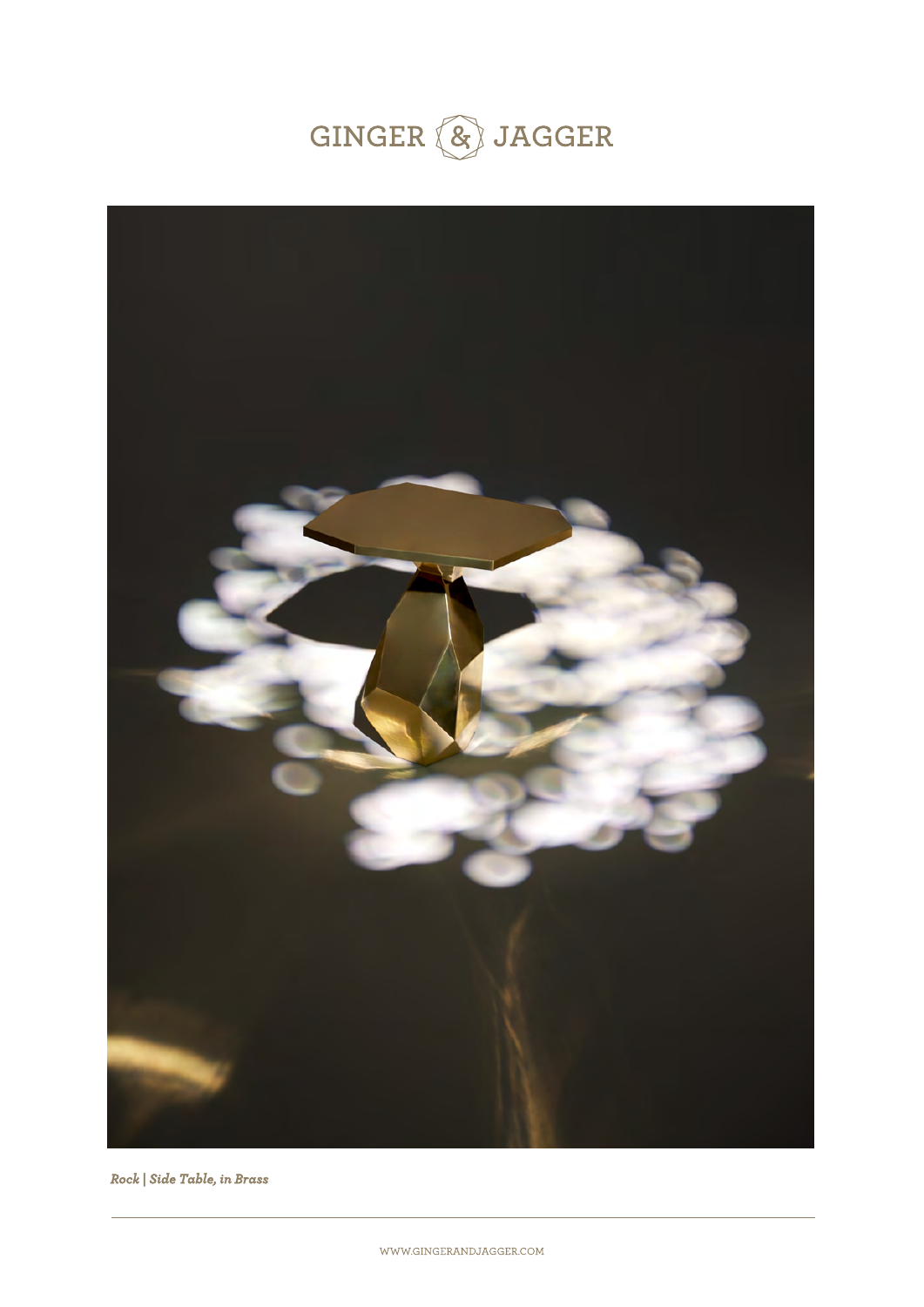*Rock | Side Table, in Brass*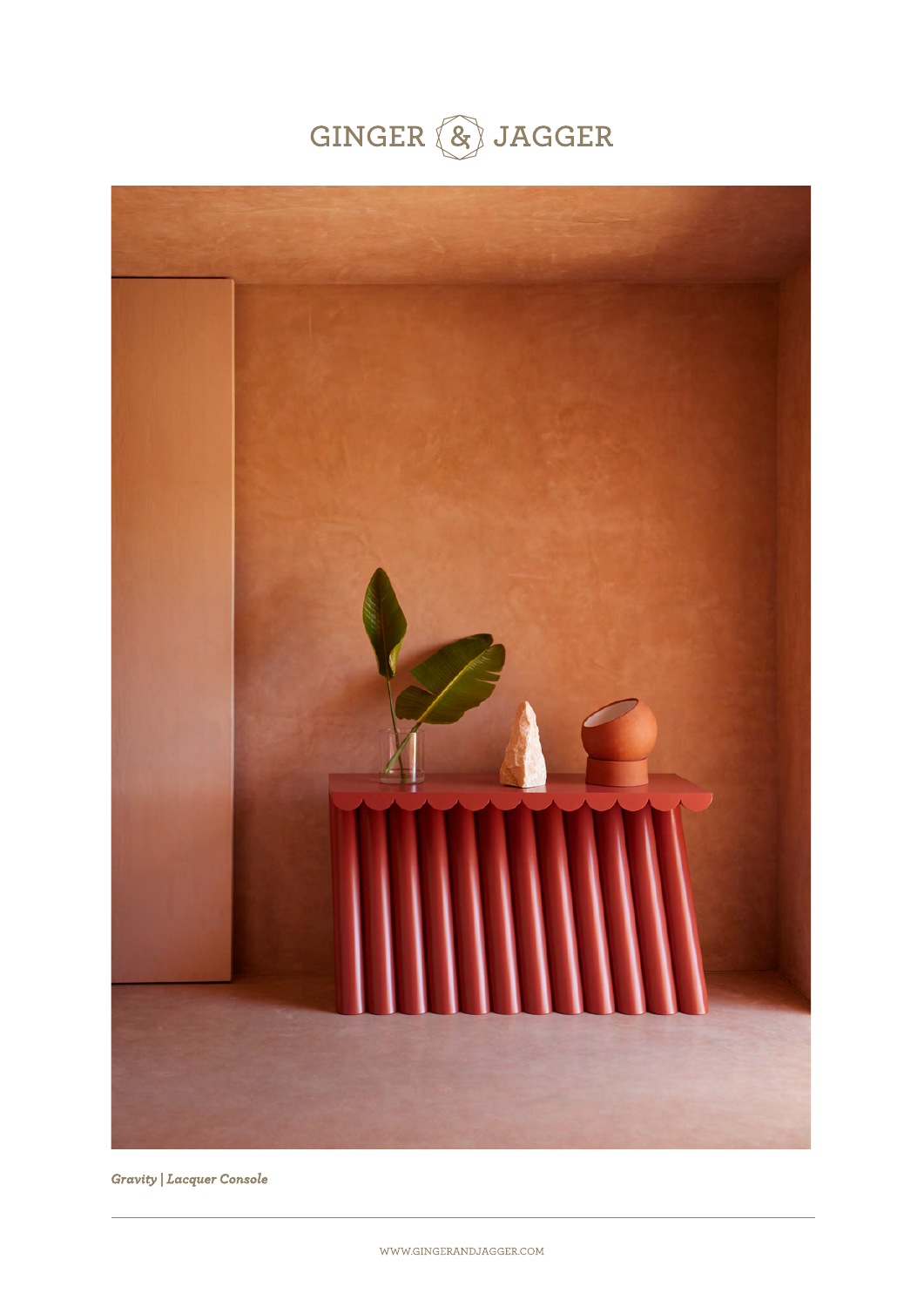GINGER & JAGGER

*Gravity | Lacquer Console*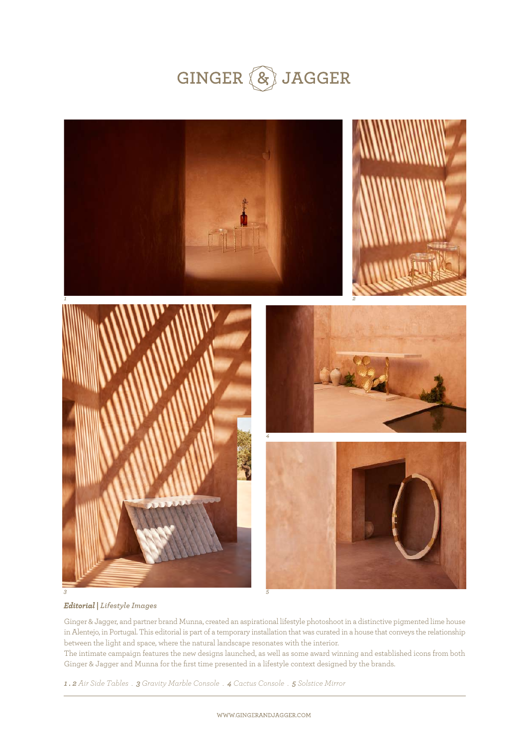# GINGER & JAGGER

1

2

3

4

5

***Editorial*** | *Lifestyle Images*

Ginger & Jagger, and partner brand Munna, created an aspirational lifestyle photoshoot in a distinctive pigmented lime house in Alentejo, in Portugal. This editorial is part of a temporary installation that was curated in a house that conveys the relationship between the light and space, where the natural landscape resonates with the interior.
The intimate campaign features the new designs launched, as well as some award winning and established icons from both Ginger & Jagger and Munna for the first time presented in a lifestyle context designed by the brands.

*1 . 2 Air Side Tables . 3 Gravity Marble Console . 4 Cactus Console . 5 Solstice Mirror*

WWW.GINGERANDJAGGER.COM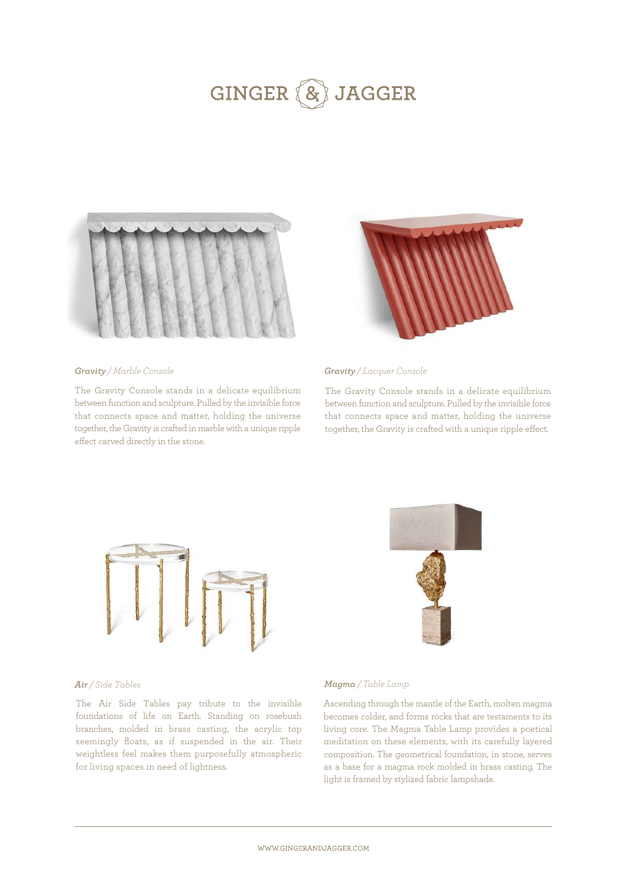# GINGER & JAGGER

***Gravity** / Marble Console*

The Gravity Console stands in a delicate equilibrium between function and sculpture. Pulled by the invisible force that connects space and matter, holding the universe together, the Gravity is crafted in marble with a unique ripple effect carved directly in the stone.

***Gravity** / Lacquer Console*

The Gravity Console stands in a delicate equilibrium between function and sculpture. Pulled by the invisible force that connects space and matter, holding the universe together, the Gravity is crafted with a unique ripple effect.

***Air** / Side Tables*

The Air Side Tables pay tribute to the invisible foundations of life on Earth. Standing on rosebush branches, molded in brass casting, the acrylic top seemingly floats, as if suspended in the air. Their weightless feel makes them purposefully atmospheric for living spaces in need of lightness.

***Magma** / Table Lamp*

Ascending through the mantle of the Earth, molten magma becomes colder, and forms rocks that are testaments to its living core. The Magma Table Lamp provides a poetical meditation on these elements, with its carefully layered composition. The geometrical foundation, in stone, serves as a base for a magma rock molded in brass casting. The light is framed by stylized fabric lampshade.

WWW.GINGERANDJAGGER.COM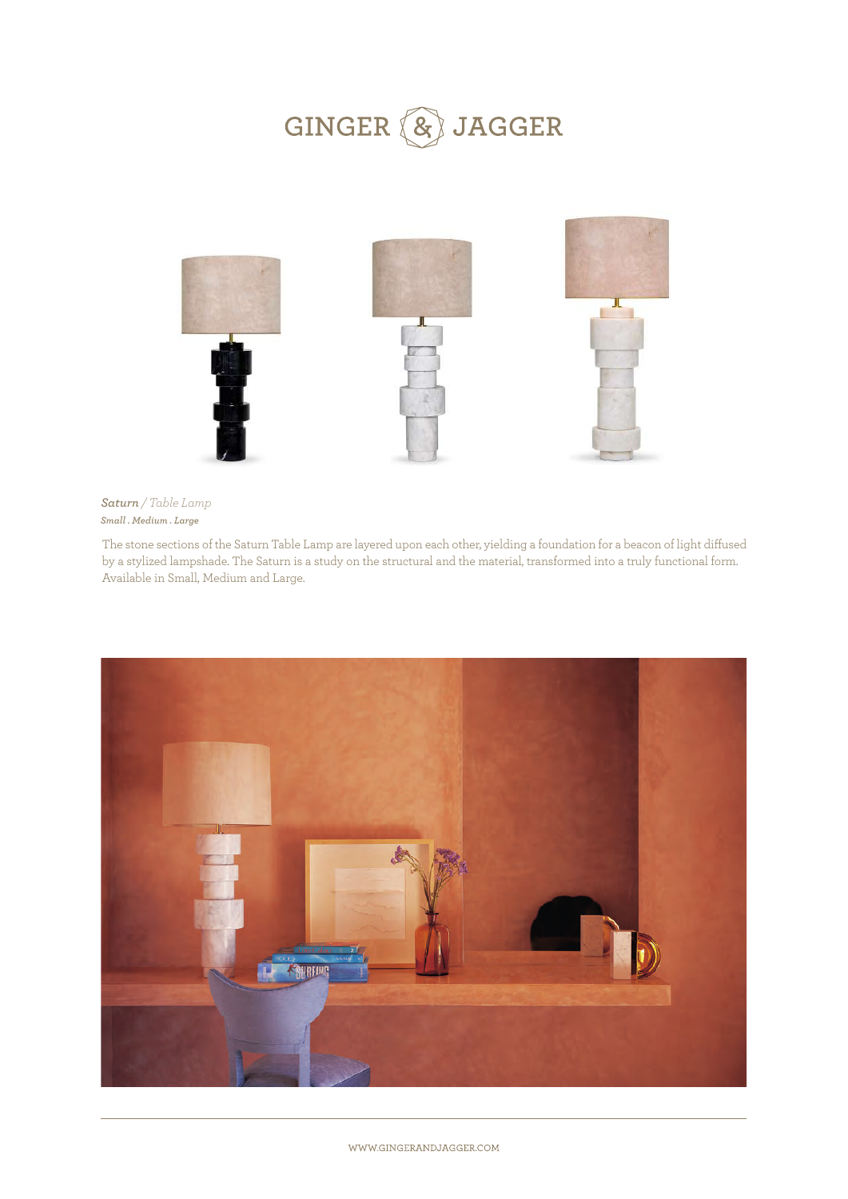GINGER & JAGGER

***Saturn*** / *Table Lamp*

***Small . Medium . Large***

The stone sections of the Saturn Table Lamp are layered upon each other, yielding a foundation for a beacon of light diffused by a stylized lampshade. The Saturn is a study on the structural and the material, transformed into a truly functional form. Available in Small, Medium and Large.

WWW.GINGERANDJAGGER.COM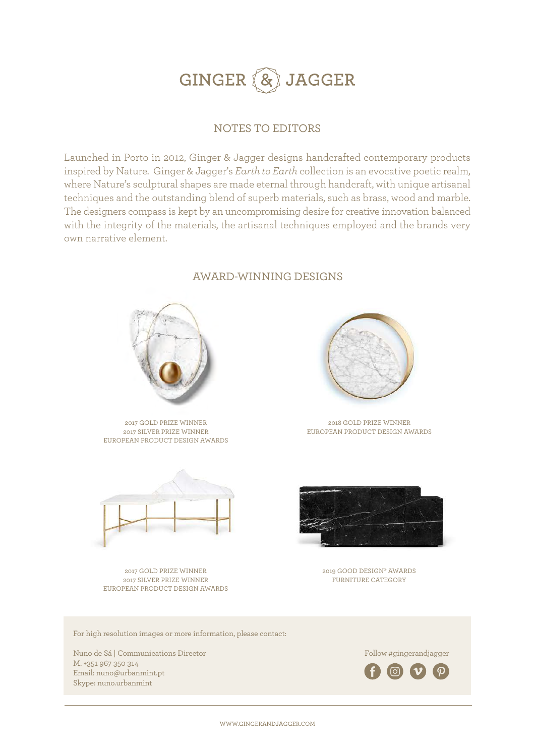# GINGER & JAGGER

## NOTES TO EDITORS

Launched in Porto in 2012, Ginger & Jagger designs handcrafted contemporary products inspired by Nature. Ginger & Jagger's *Earth to Earth* collection is an evocative poetic realm, where Nature's sculptural shapes are made eternal through handcraft, with unique artisanal techniques and the outstanding blend of superb materials, such as brass, wood and marble. The designers compass is kept by an uncompromising desire for creative innovation balanced with the integrity of the materials, the artisanal techniques employed and the brands very own narrative element.

## AWARD-WINNING DESIGNS

2017 GOLD PRIZE WINNER
2017 SILVER PRIZE WINNER
EUROPEAN PRODUCT DESIGN AWARDS

2018 GOLD PRIZE WINNER
EUROPEAN PRODUCT DESIGN AWARDS

2017 GOLD PRIZE WINNER
2017 SILVER PRIZE WINNER
EUROPEAN PRODUCT DESIGN AWARDS

2019 GOOD DESIGN® AWARDS
FURNITURE CATEGORY

For high resolution images or more information, please contact:

Nuno de Sá | Communications Director
M. +351 967 350 314
Email: nuno@urbanmint.pt
Skype: nuno.urbanmint

Follow #gingerandjagger

WWW.GINGERANDJAGGER.COM